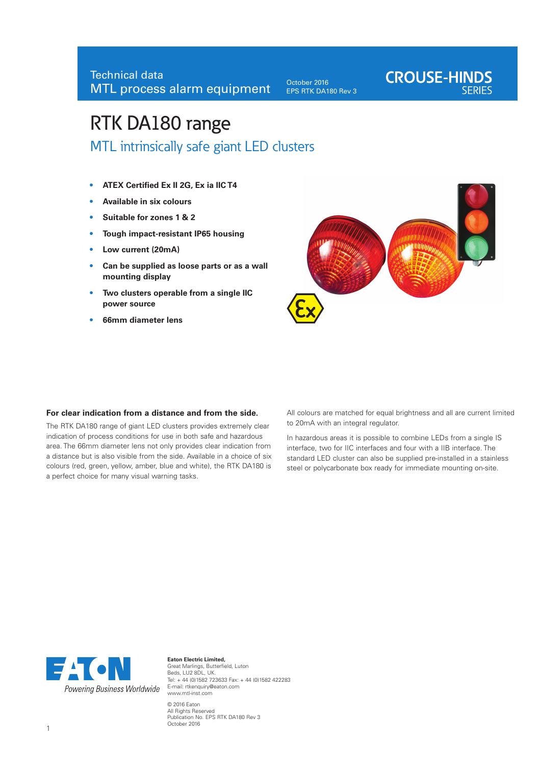Technical data
MTL process alarm equipment

October 2016
EPS RTK DA180 Rev 3

**CROUSE-HINDS SERIES**

# RTK DA180 range

## MTL intrinsically safe giant LED clusters

- **ATEX Certified Ex II 2G, Ex ia IIC T4**
- **Available in six colours**
- **Suitable for zones 1 & 2**
- **Tough impact-resistant IP65 housing**
- **Low current (20mA)**
- **Can be supplied as loose parts or as a wall mounting display**
- **Two clusters operable from a single IIC power source**
- **66mm diameter lens**

### For clear indication from a distance and from the side.

The RTK DA180 range of giant LED clusters provides extremely clear indication of process conditions for use in both safe and hazardous area. The 66mm diameter lens not only provides clear indication from a distance but is also visible from the side. Available in a choice of six colours (red, green, yellow, amber, blue and white), the RTK DA180 is a perfect choice for many visual warning tasks.

All colours are matched for equal brightness and all are current limited to 20mA with an integral regulator.

In hazardous areas it is possible to combine LEDs from a single IS interface, two for IIC interfaces and four with a IIB interface. The standard LED cluster can also be supplied pre-installed in a stainless steel or polycarbonate box ready for immediate mounting on-site.

EATON
*Powering Business Worldwide*

**Eaton Electric Limited,**
Great Marlings, Butterfield, Luton
Beds, LU2 8DL, UK.
Tel: + 44 (0)1582 723633 Fax: + 44 (0)1582 422283
E-mail: rtkenquiry@eaton.com
www.mtl-inst.com

© 2016 Eaton
All Rights Reserved
Publication No. EPS RTK DA180 Rev 3
October 2016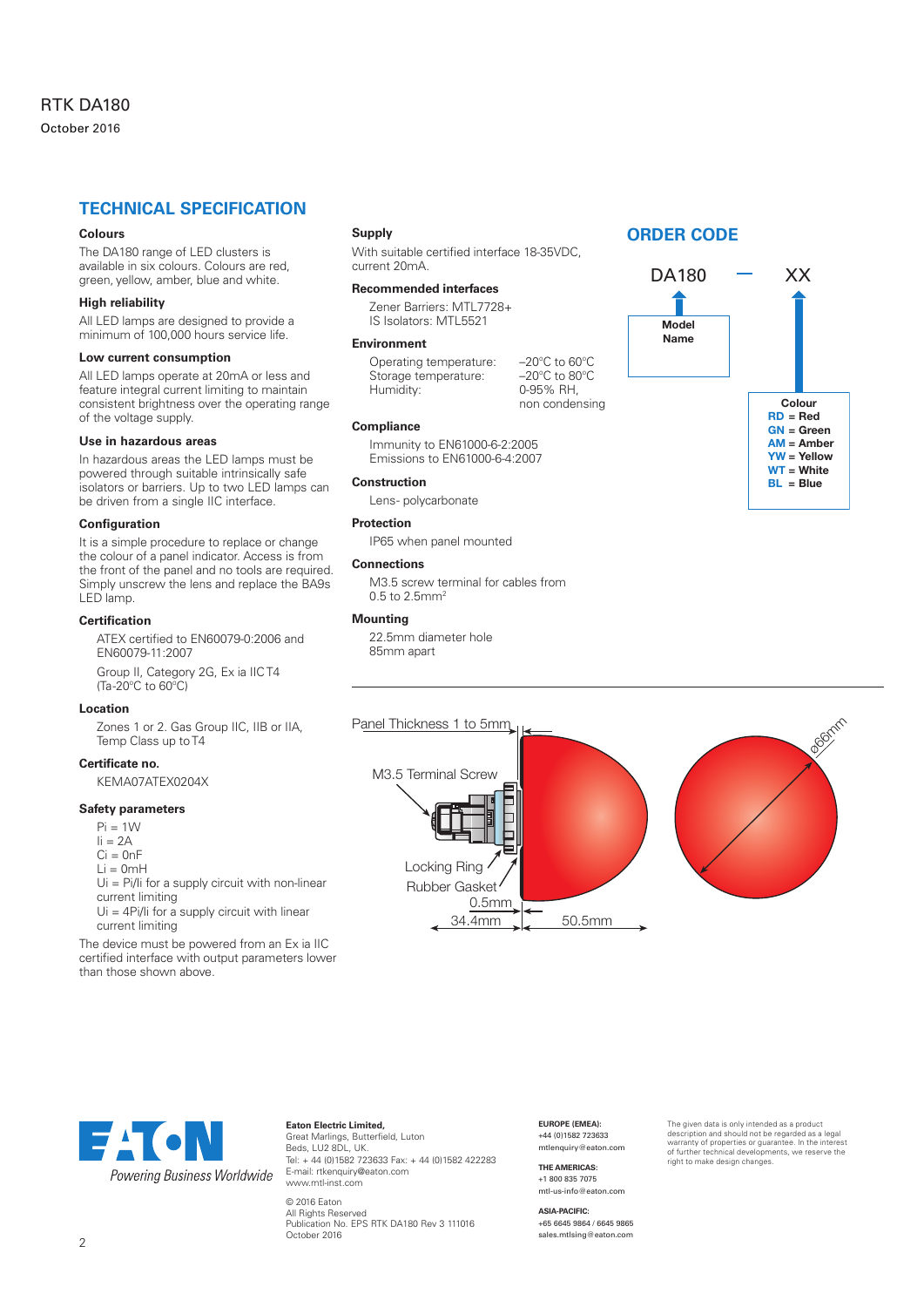RTK DA180

October 2016

## TECHNICAL SPECIFICATION

### Colours

The DA180 range of LED clusters is available in six colours. Colours are red, green, yellow, amber, blue and white.

### High reliability

All LED lamps are designed to provide a minimum of 100,000 hours service life.

### Low current consumption

All LED lamps operate at 20mA or less and feature integral current limiting to maintain consistent brightness over the operating range of the voltage supply.

### Use in hazardous areas

In hazardous areas the LED lamps must be powered through suitable intrinsically safe isolators or barriers. Up to two LED lamps can be driven from a single IIC interface.

### Configuration

It is a simple procedure to replace or change the colour of a panel indicator. Access is from the front of the panel and no tools are required. Simply unscrew the lens and replace the BA9s LED lamp.

### Certification

ATEX certified to EN60079-0:2006 and EN60079-11:2007

Group II, Category 2G, Ex ia IIC T4 (Ta-20°C to 60°C)

### Location

Zones 1 or 2. Gas Group IIC, IIB or IIA, Temp Class up to T4

### Certificate no.

KEMA07ATEX0204X

### Safety parameters

Pi = 1W
Ii = 2A
Ci = 0nF
Li = 0mH
Ui = Pi/Ii for a supply circuit with non-linear current limiting
Ui = 4Pi/Ii for a supply circuit with linear current limiting

The device must be powered from an Ex ia IIC certified interface with output parameters lower than those shown above.

### Supply

With suitable certified interface 18-35VDC, current 20mA.

### Recommended interfaces

Zener Barriers: MTL7728+
IS Isolators: MTL5521

### Environment

| | |
|---|---|
| Operating temperature: | –20°C to 60°C |
| Storage temperature: | –20°C to 80°C |
| Humidity: | 0-95% RH, non condensing |

### Compliance

Immunity to EN61000-6-2:2005
Emissions to EN61000-6-4:2007

### Construction

Lens- polycarbonate

### Protection

IP65 when panel mounted

### Connections

M3.5 screw terminal for cables from 0.5 to 2.5mm²

### Mounting

22.5mm diameter hole
85mm apart

## ORDER CODE

DA180 — XX

Model Name

Colour
RD = Red
GN = Green
AM = Amber
YW = Yellow
WT = White
BL = Blue

Panel Thickness 1 to 5mm
M3.5 Terminal Screw
Locking Ring
Rubber Gasket
0.5mm
34.4mm
50.5mm
ø66mm

**Eaton Electric Limited,**
Great Marlings, Butterfield, Luton
Beds, LU2 8DL, UK.
Tel: + 44 (0)1582 723633 Fax: + 44 (0)1582 422283
E-mail: rtkenquiry@eaton.com
www.mtl-inst.com

© 2016 Eaton
All Rights Reserved
Publication No. EPS RTK DA180 Rev 3 111016
October 2016

**EUROPE (EMEA):**
+44 (0)1582 723633
mtlenquiry@eaton.com

**THE AMERICAS:**
+1 800 835 7075
mtl-us-info@eaton.com

**ASIA-PACIFIC:**
+65 6645 9864 / 6645 9865
sales.mtlsing@eaton.com

The given data is only intended as a product description and should not be regarded as a legal warranty of properties or guarantee. In the interest of further technical developments, we reserve the right to make design changes.